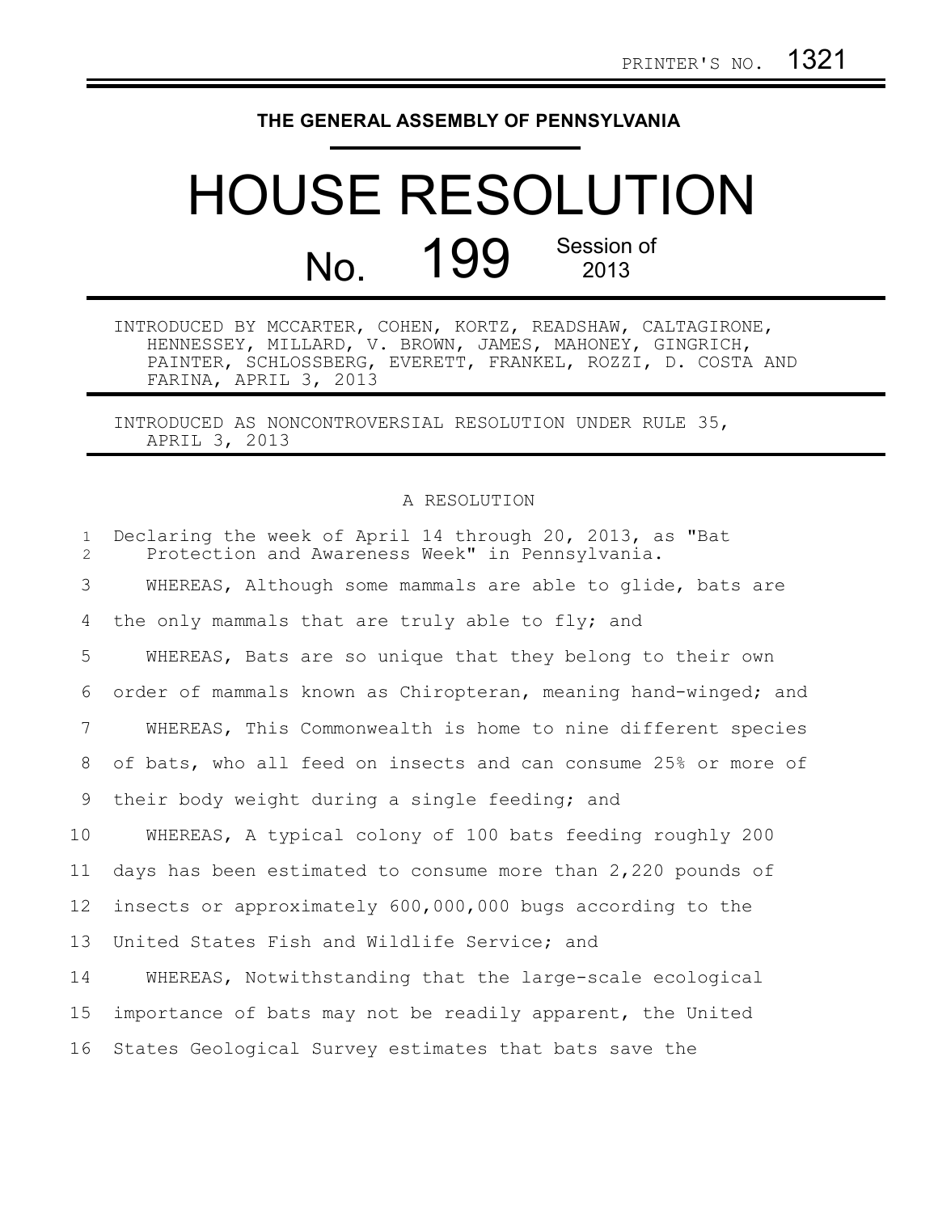PRINTER'S NO. 1321

**THE GENERAL ASSEMBLY OF PENNSYLVANIA**

# HOUSE RESOLUTION

## No. 199 Session of 2013

INTRODUCED BY MCCARTER, COHEN, KORTZ, READSHAW, CALTAGIRONE, HENNESSEY, MILLARD, V. BROWN, JAMES, MAHONEY, GINGRICH, PAINTER, SCHLOSSBERG, EVERETT, FRANKEL, ROZZI, D. COSTA AND FARINA, APRIL 3, 2013

INTRODUCED AS NONCONTROVERSIAL RESOLUTION UNDER RULE 35, APRIL 3, 2013

A RESOLUTION

Declaring the week of April 14 through 20, 2013, as "Bat Protection and Awareness Week" in Pennsylvania.

WHEREAS, Although some mammals are able to glide, bats are the only mammals that are truly able to fly; and

WHEREAS, Bats are so unique that they belong to their own order of mammals known as Chiropteran, meaning hand-winged; and

WHEREAS, This Commonwealth is home to nine different species of bats, who all feed on insects and can consume 25% or more of their body weight during a single feeding; and

WHEREAS, A typical colony of 100 bats feeding roughly 200 days has been estimated to consume more than 2,220 pounds of insects or approximately 600,000,000 bugs according to the United States Fish and Wildlife Service; and

WHEREAS, Notwithstanding that the large-scale ecological importance of bats may not be readily apparent, the United States Geological Survey estimates that bats save the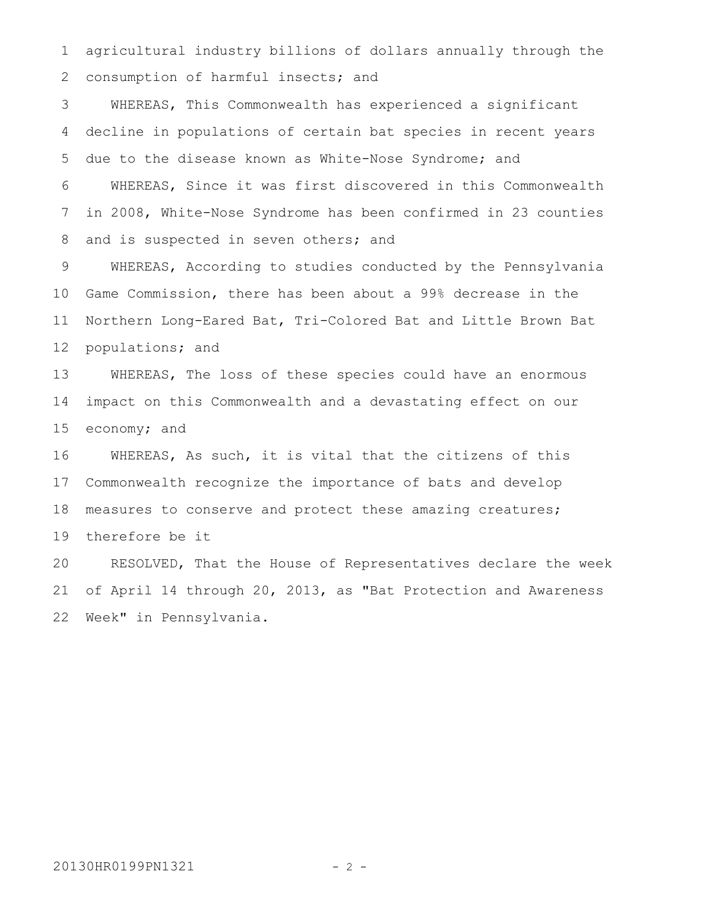agricultural industry billions of dollars annually through the consumption of harmful insects; and

WHEREAS, This Commonwealth has experienced a significant decline in populations of certain bat species in recent years due to the disease known as White-Nose Syndrome; and

WHEREAS, Since it was first discovered in this Commonwealth in 2008, White-Nose Syndrome has been confirmed in 23 counties and is suspected in seven others; and

WHEREAS, According to studies conducted by the Pennsylvania Game Commission, there has been about a 99% decrease in the Northern Long-Eared Bat, Tri-Colored Bat and Little Brown Bat populations; and

WHEREAS, The loss of these species could have an enormous impact on this Commonwealth and a devastating effect on our economy; and

WHEREAS, As such, it is vital that the citizens of this Commonwealth recognize the importance of bats and develop measures to conserve and protect these amazing creatures; therefore be it

RESOLVED, That the House of Representatives declare the week of April 14 through 20, 2013, as "Bat Protection and Awareness Week" in Pennsylvania.